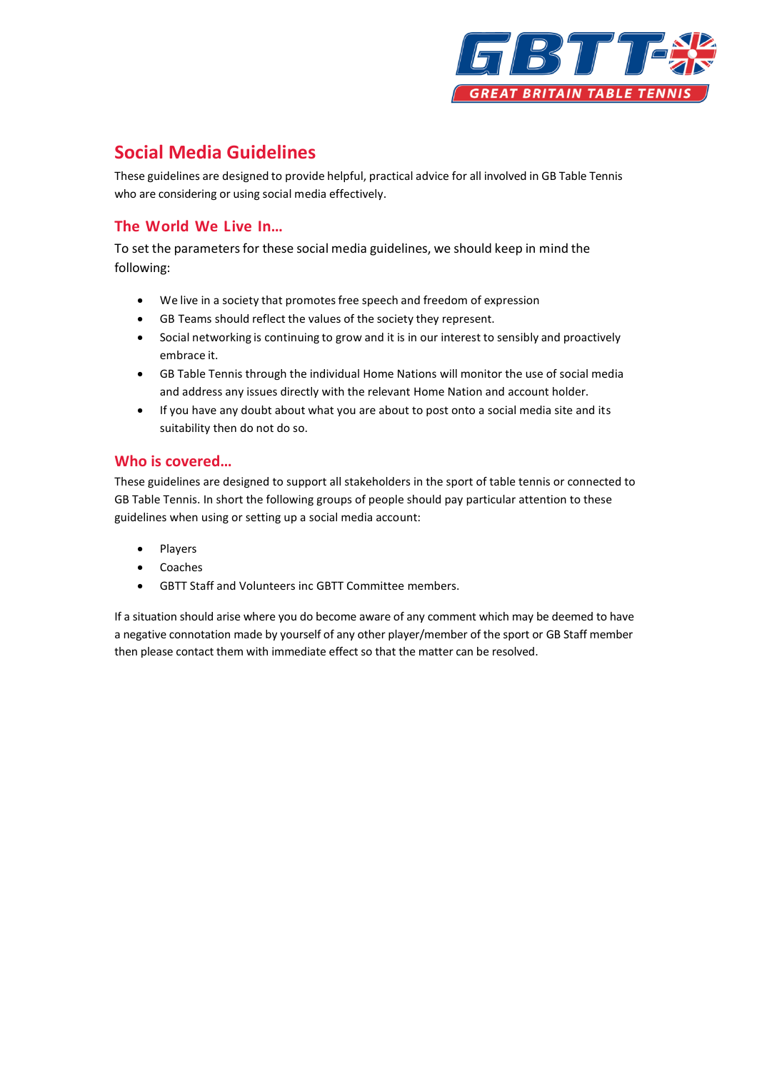# Social Media Guidelines

These guidelines are designed to provide helpful, practical advice for all involved in GB Table Tennis who are considering or using social media effectively.

## The World We Live In…

To set the parameters for these social media guidelines, we should keep in mind the following:

- We live in a society that promotes free speech and freedom of expression
- GB Teams should reflect the values of the society they represent.
- Social networking is continuing to grow and it is in our interest to sensibly and proactively embrace it.
- GB Table Tennis through the individual Home Nations will monitor the use of social media and address any issues directly with the relevant Home Nation and account holder.
- If you have any doubt about what you are about to post onto a social media site and its suitability then do not do so.

## Who is covered…

These guidelines are designed to support all stakeholders in the sport of table tennis or connected to GB Table Tennis. In short the following groups of people should pay particular attention to these guidelines when using or setting up a social media account:

- Players
- Coaches
- GBTT Staff and Volunteers inc GBTT Committee members.

If a situation should arise where you do become aware of any comment which may be deemed to have a negative connotation made by yourself of any other player/member of the sport or GB Staff member then please contact them with immediate effect so that the matter can be resolved.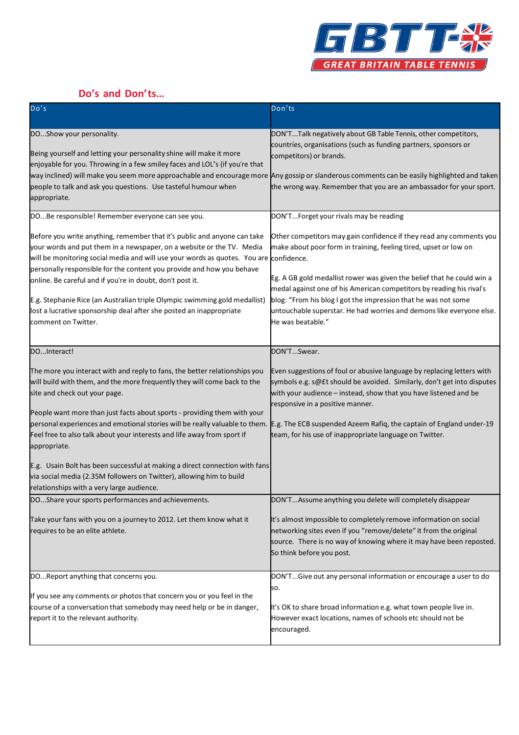## Do's and Don'ts…

| Do's | Don'ts |
| --- | --- |
| DO...Show your personality.<br><br>Being yourself and letting your personality shine will make it more enjoyable for you. Throwing in a few smiley faces and LOL"s (if you're that way inclined) will make you seem more approachable and encourage more people to talk and ask you questions. Use tasteful humour when appropriate. | DON'T...Talk negatively about GB Table Tennis, other competitors, countries, organisations (such as funding partners, sponsors or competitors) or brands.<br><br>Any gossip or slanderous comments can be easily highlighted and taken the wrong way. Remember that you are an ambassador for your sport. |
| DO...Be responsible! Remember everyone can see you.<br><br>Before you write anything, remember that it's public and anyone can take your words and put them in a newspaper, on a website or the TV. Media will be monitoring social media and will use your words as quotes. You are personally responsible for the content you provide and how you behave online. Be careful and if you're in doubt, don't post it.<br><br>E.g. Stephanie Rice (an Australian triple Olympic swimming gold medallist) lost a lucrative sponsorship deal after she posted an inappropriate comment on Twitter. | DON'T...Forget your rivals may be reading<br><br>Other competitors may gain confidence if they read any comments you make about poor form in training, feeling tired, upset or low on confidence.<br><br>Eg. A GB gold medallist rower was given the belief that he could win a medal against one of his American competitors by reading his rival's blog: "From his blog I got the impression that he was not some untouchable superstar. He had worries and demons like everyone else. He was beatable." |
| DO...Interact!<br><br>The more you interact with and reply to fans, the better relationships you will build with them, and the more frequently they will come back to the site and check out your page.<br><br>People want more than just facts about sports - providing them with your personal experiences and emotional stories will be really valuable to them. Feel free to also talk about your interests and life away from sport if appropriate.<br><br>E.g. Usain Bolt has been successful at making a direct connection with fans via social media (2.35M followers on Twitter), allowing him to build relationships with a very large audience. | DON'T...Swear.<br><br>Even suggestions of foul or abusive language by replacing letters with symbols e.g. s@£t should be avoided. Similarly, don't get into disputes with your audience – instead, show that you have listened and be responsive in a positive manner.<br><br>E.g. The ECB suspended Azeem Rafiq, the captain of England under-19 team, for his use of inappropriate language on Twitter. |
| DO...Share your sports performances and achievements.<br><br>Take your fans with you on a journey to 2012. Let them know what it requires to be an elite athlete. | DON'T...Assume anything you delete will completely disappear<br><br>It's almost impossible to completely remove information on social networking sites even if you "remove/delete" it from the original source. There is no way of knowing where it may have been reposted. So think before you post. |
| DO...Report anything that concerns you.<br><br>If you see any comments or photos that concern you or you feel in the course of a conversation that somebody may need help or be in danger, report it to the relevant authority. | DON'T...Give out any personal information or encourage a user to do so.<br><br>It's OK to share broad information e.g. what town people live in. However exact locations, names of schools etc should not be encouraged. |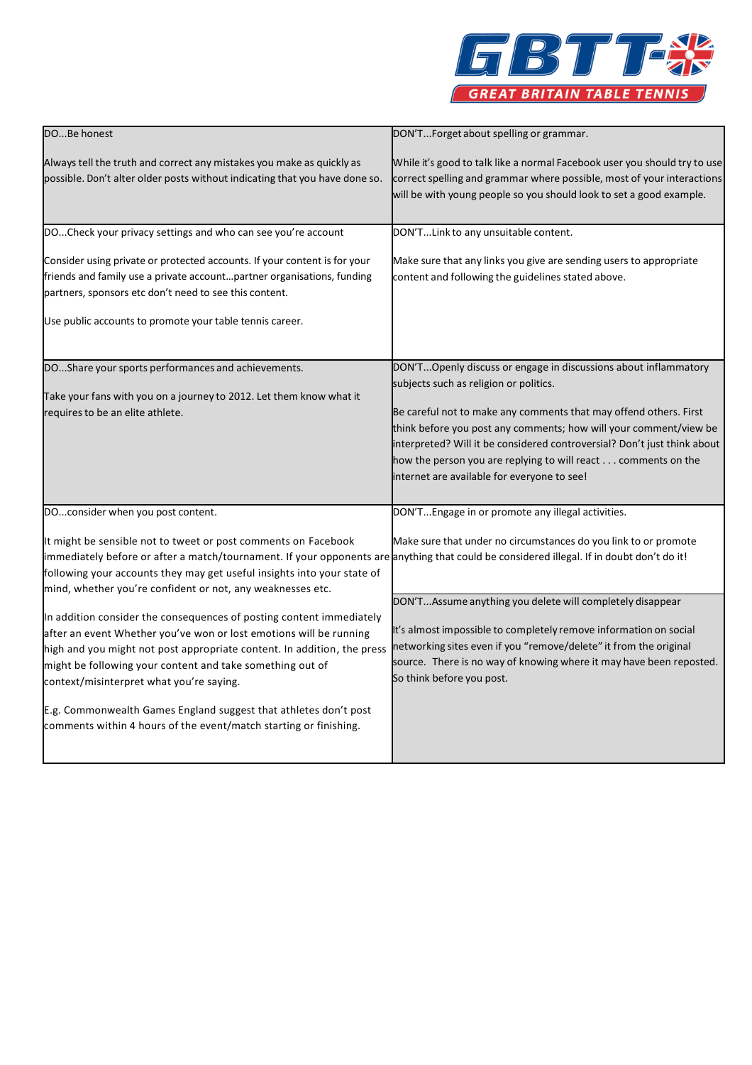| DO... | DON'T... |
|---|---|
| DO...Be honest<br><br>Always tell the truth and correct any mistakes you make as quickly as possible. Don't alter older posts without indicating that you have done so. | DON'T...Forget about spelling or grammar.<br><br>While it's good to talk like a normal Facebook user you should try to use correct spelling and grammar where possible, most of your interactions will be with young people so you should look to set a good example. |
| DO...Check your privacy settings and who can see you're account<br><br>Consider using private or protected accounts. If your content is for your friends and family use a private account...partner organisations, funding partners, sponsors etc don't need to see this content.<br><br>Use public accounts to promote your table tennis career. | DON'T...Link to any unsuitable content.<br><br>Make sure that any links you give are sending users to appropriate content and following the guidelines stated above. |
| DO...Share your sports performances and achievements.<br><br>Take your fans with you on a journey to 2012. Let them know what it requires to be an elite athlete. | DON'T...Openly discuss or engage in discussions about inflammatory subjects such as religion or politics.<br><br>Be careful not to make any comments that may offend others. First think before you post any comments; how will your comment/view be interpreted? Will it be considered controversial? Don't just think about how the person you are replying to will react . . . comments on the internet are available for everyone to see! |
| DO...consider when you post content.<br><br>It might be sensible not to tweet or post comments on Facebook immediately before or after a match/tournament. If your opponents are following your accounts they may get useful insights into your state of mind, whether you're confident or not, any weaknesses etc.<br><br>In addition consider the consequences of posting content immediately after an event Whether you've won or lost emotions will be running high and you might not post appropriate content. In addition, the press might be following your content and take something out of context/misinterpret what you're saying.<br><br>E.g. Commonwealth Games England suggest that athletes don't post comments within 4 hours of the event/match starting or finishing. | DON'T...Engage in or promote any illegal activities.<br><br>Make sure that under no circumstances do you link to or promote anything that could be considered illegal. If in doubt don't do it!<br><br>DON'T...Assume anything you delete will completely disappear<br><br>It's almost impossible to completely remove information on social networking sites even if you "remove/delete" it from the original source. There is no way of knowing where it may have been reposted. So think before you post. |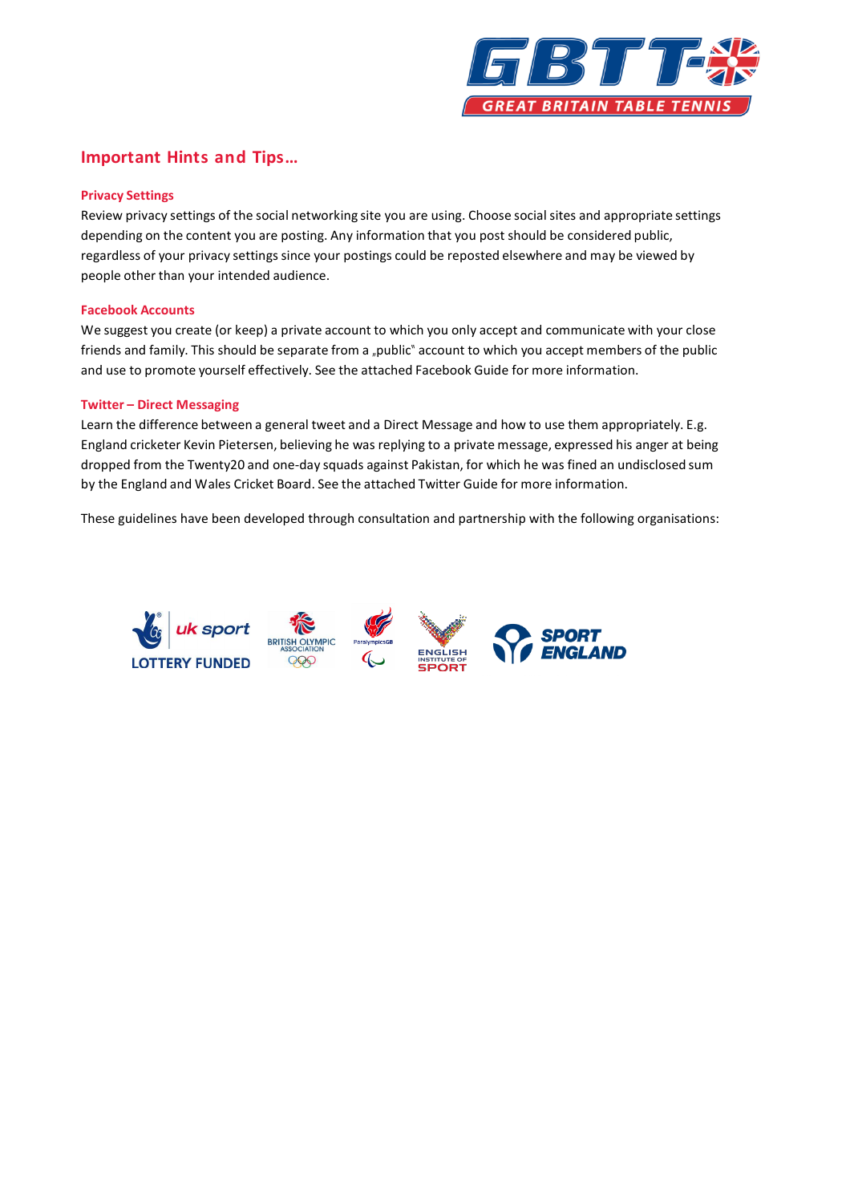## Important Hints and Tips…

### Privacy Settings

Review privacy settings of the social networking site you are using. Choose social sites and appropriate settings depending on the content you are posting. Any information that you post should be considered public, regardless of your privacy settings since your postings could be reposted elsewhere and may be viewed by people other than your intended audience.

### Facebook Accounts

We suggest you create (or keep) a private account to which you only accept and communicate with your close friends and family. This should be separate from a „public" account to which you accept members of the public and use to promote yourself effectively. See the attached Facebook Guide for more information.

### Twitter – Direct Messaging

Learn the difference between a general tweet and a Direct Message and how to use them appropriately. E.g. England cricketer Kevin Pietersen, believing he was replying to a private message, expressed his anger at being dropped from the Twenty20 and one-day squads against Pakistan, for which he was fined an undisclosed sum by the England and Wales Cricket Board. See the attached Twitter Guide for more information.

These guidelines have been developed through consultation and partnership with the following organisations: